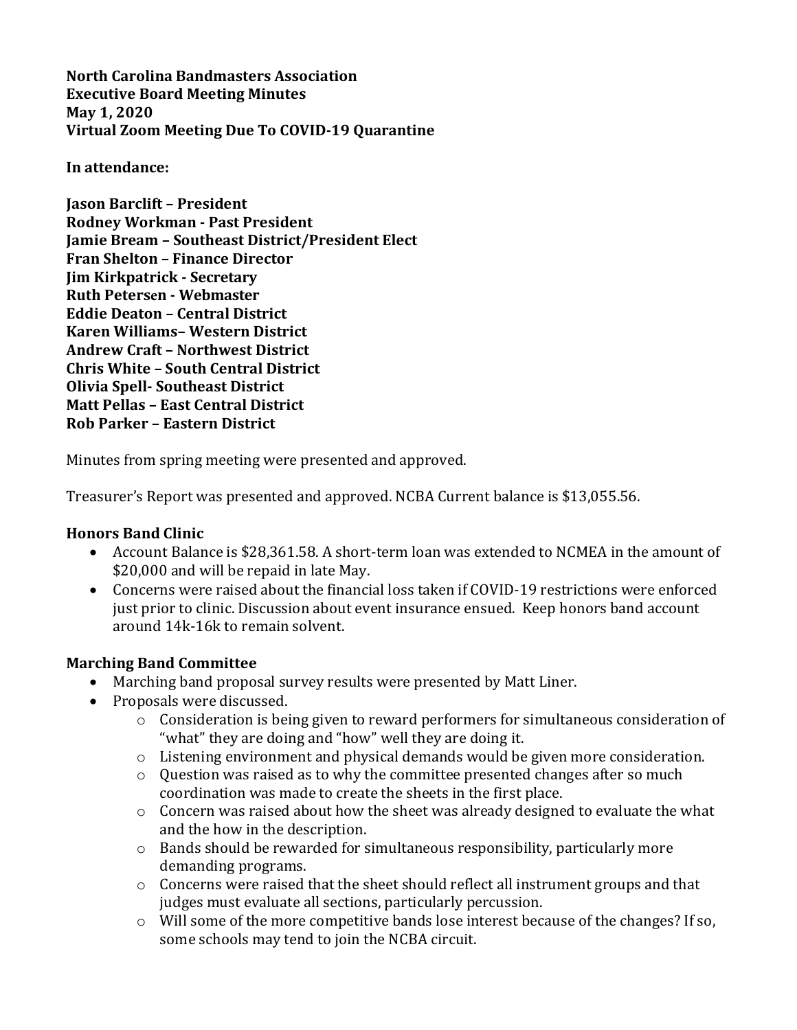**North Carolina Bandmasters Association**
**Executive Board Meeting Minutes**
**May 1, 2020**
**Virtual Zoom Meeting Due To COVID-19 Quarantine**

**In attendance:**

**Jason Barclift – President**
**Rodney Workman - Past President**
**Jamie Bream – Southeast District/President Elect**
**Fran Shelton – Finance Director**
**Jim Kirkpatrick - Secretary**
**Ruth Petersen - Webmaster**
**Eddie Deaton – Central District**
**Karen Williams– Western District**
**Andrew Craft – Northwest District**
**Chris White – South Central District**
**Olivia Spell- Southeast District**
**Matt Pellas – East Central District**
**Rob Parker – Eastern District**

Minutes from spring meeting were presented and approved.

Treasurer's Report was presented and approved. NCBA Current balance is $13,055.56.

### Honors Band Clinic

- Account Balance is $28,361.58. A short-term loan was extended to NCMEA in the amount of $20,000 and will be repaid in late May.
- Concerns were raised about the financial loss taken if COVID-19 restrictions were enforced just prior to clinic. Discussion about event insurance ensued. Keep honors band account around 14k-16k to remain solvent.

### Marching Band Committee

- Marching band proposal survey results were presented by Matt Liner.
- Proposals were discussed.
    - Consideration is being given to reward performers for simultaneous consideration of "what" they are doing and "how" well they are doing it.
    - Listening environment and physical demands would be given more consideration.
    - Question was raised as to why the committee presented changes after so much coordination was made to create the sheets in the first place.
    - Concern was raised about how the sheet was already designed to evaluate the what and the how in the description.
    - Bands should be rewarded for simultaneous responsibility, particularly more demanding programs.
    - Concerns were raised that the sheet should reflect all instrument groups and that judges must evaluate all sections, particularly percussion.
    - Will some of the more competitive bands lose interest because of the changes? If so, some schools may tend to join the NCBA circuit.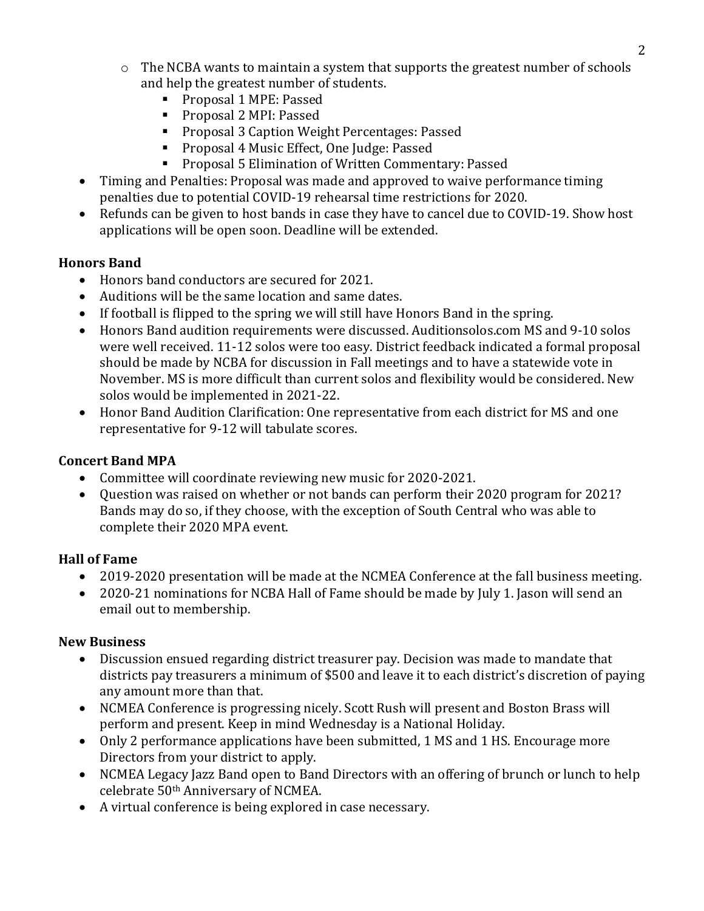- The NCBA wants to maintain a system that supports the greatest number of schools and help the greatest number of students.
  - Proposal 1 MPE: Passed
  - Proposal 2 MPI: Passed
  - Proposal 3 Caption Weight Percentages: Passed
  - Proposal 4 Music Effect, One Judge: Passed
  - Proposal 5 Elimination of Written Commentary: Passed
- Timing and Penalties: Proposal was made and approved to waive performance timing penalties due to potential COVID-19 rehearsal time restrictions for 2020.
- Refunds can be given to host bands in case they have to cancel due to COVID-19. Show host applications will be open soon. Deadline will be extended.

**Honors Band**

- Honors band conductors are secured for 2021.
- Auditions will be the same location and same dates.
- If football is flipped to the spring we will still have Honors Band in the spring.
- Honors Band audition requirements were discussed. Auditionsolos.com MS and 9-10 solos were well received. 11-12 solos were too easy. District feedback indicated a formal proposal should be made by NCBA for discussion in Fall meetings and to have a statewide vote in November. MS is more difficult than current solos and flexibility would be considered. New solos would be implemented in 2021-22.
- Honor Band Audition Clarification: One representative from each district for MS and one representative for 9-12 will tabulate scores.

**Concert Band MPA**

- Committee will coordinate reviewing new music for 2020-2021.
- Question was raised on whether or not bands can perform their 2020 program for 2021? Bands may do so, if they choose, with the exception of South Central who was able to complete their 2020 MPA event.

**Hall of Fame**

- 2019-2020 presentation will be made at the NCMEA Conference at the fall business meeting.
- 2020-21 nominations for NCBA Hall of Fame should be made by July 1. Jason will send an email out to membership.

**New Business**

- Discussion ensued regarding district treasurer pay. Decision was made to mandate that districts pay treasurers a minimum of $500 and leave it to each district's discretion of paying any amount more than that.
- NCMEA Conference is progressing nicely. Scott Rush will present and Boston Brass will perform and present. Keep in mind Wednesday is a National Holiday.
- Only 2 performance applications have been submitted, 1 MS and 1 HS. Encourage more Directors from your district to apply.
- NCMEA Legacy Jazz Band open to Band Directors with an offering of brunch or lunch to help celebrate 50th Anniversary of NCMEA.
- A virtual conference is being explored in case necessary.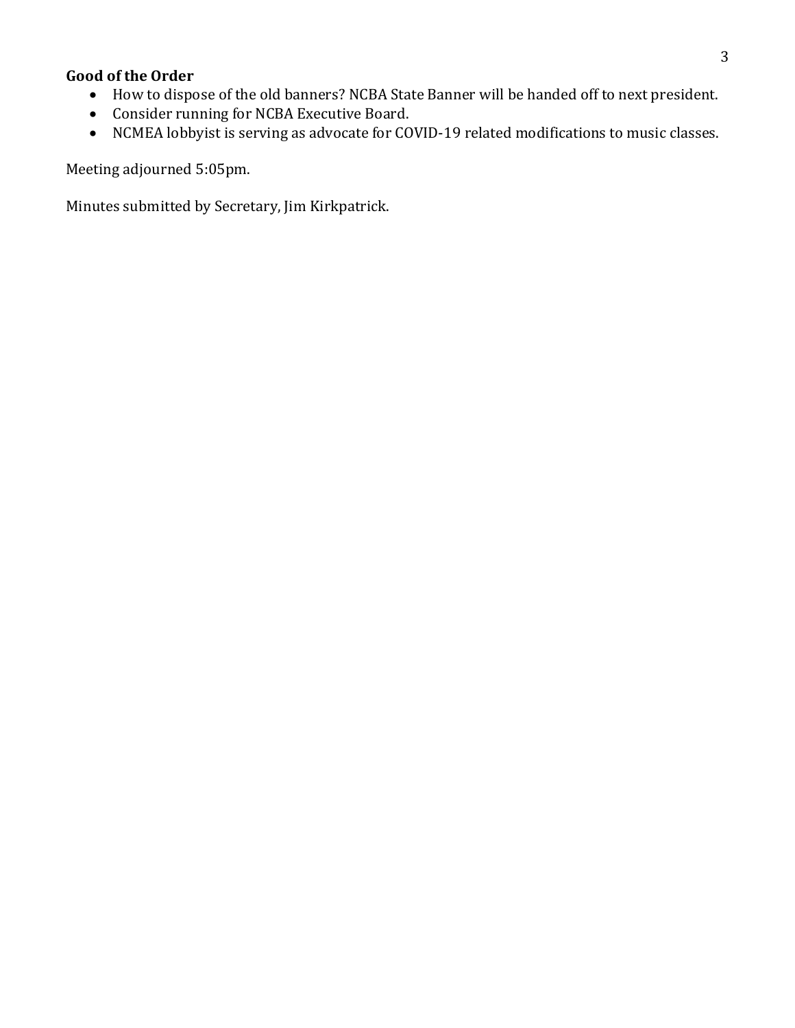**Good of the Order**

- How to dispose of the old banners? NCBA State Banner will be handed off to next president.
- Consider running for NCBA Executive Board.
- NCMEA lobbyist is serving as advocate for COVID-19 related modifications to music classes.

Meeting adjourned 5:05pm.

Minutes submitted by Secretary, Jim Kirkpatrick.